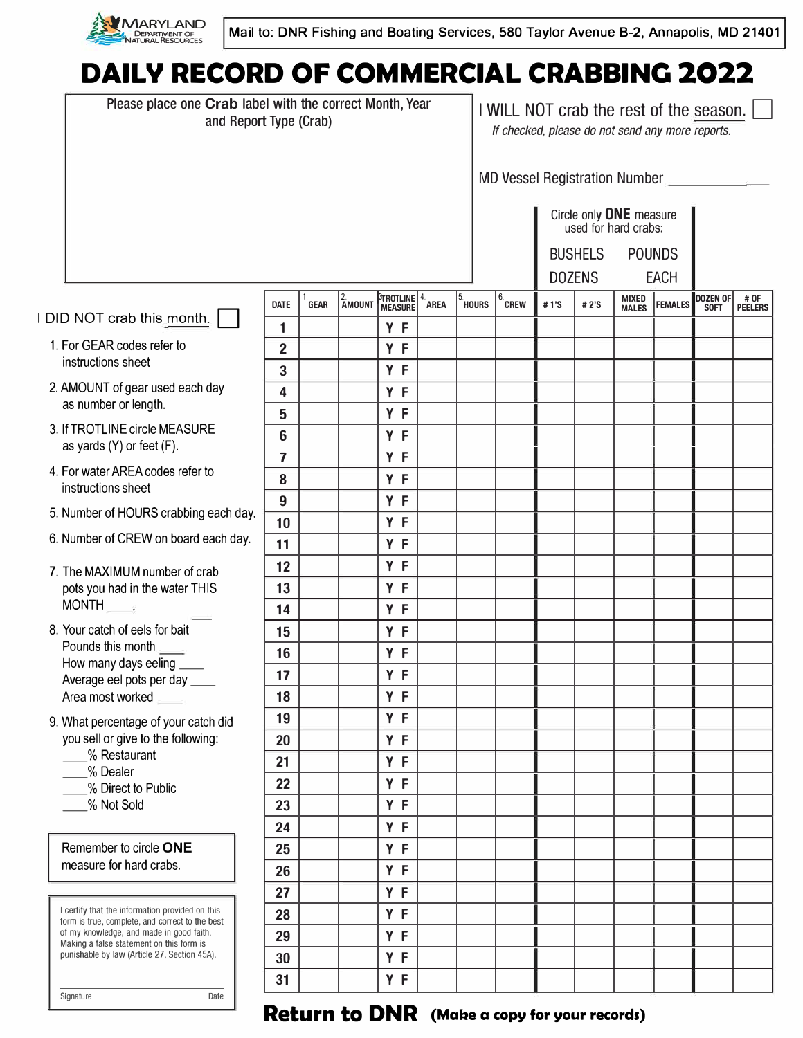MARYLAND DEPARTMENT OF NATURAL RESOURCES

Mail to: DNR Fishing and Boating Services, 580 Taylor Avenue B-2, Annapolis, MD 21401

# DAILY RECORD OF COMMERCIAL CRABBING 2022

Please place one **Crab** label with the correct Month, Year and Report Type (Crab)

I WILL NOT crab the rest of the season. ☐

*If checked, please do not send any more reports.*

MD Vessel Registration Number ____________

Circle only **ONE** measure used for hard crabs:

BUSHELS POUNDS
DOZENS EACH

I DID NOT crab this month. ☐

1. For GEAR codes refer to instructions sheet
2. AMOUNT of gear used each day as number or length.
3. If TROTLINE circle MEASURE as yards (Y) or feet (F).
4. For water AREA codes refer to instructions sheet
5. Number of HOURS crabbing each day.
6. Number of CREW on board each day.
7. The MAXIMUM number of crab pots you had in the water THIS MONTH ____.
8. Your catch of eels for bait
   Pounds this month ____
   How many days eeling ____
   Average eel pots per day ____
   Area most worked ____
9. What percentage of your catch did you sell or give to the following:
   ____% Restaurant
   ____% Dealer
   ____% Direct to Public
   ____% Not Sold

Remember to circle **ONE** measure for hard crabs.

I certify that the information provided on this form is true, complete, and correct to the best of my knowledge, and made in good faith. Making a false statement on this form is punishable by law (Article 27, Section 45A).

Signature ____________ Date ____________

| DATE | 1. GEAR | 2. AMOUNT | 3. TROTLINE MEASURE | 4. AREA | 5. HOURS | 6. CREW | # 1'S | # 2'S | MIXED MALES | FEMALES | DOZEN OF SOFT | # OF PEELERS |
|---|---|---|---|---|---|---|---|---|---|---|---|---|
| 1 | | | Y F | | | | | | | | | |
| 2 | | | Y F | | | | | | | | | |
| 3 | | | Y F | | | | | | | | | |
| 4 | | | Y F | | | | | | | | | |
| 5 | | | Y F | | | | | | | | | |
| 6 | | | Y F | | | | | | | | | |
| 7 | | | Y F | | | | | | | | | |
| 8 | | | Y F | | | | | | | | | |
| 9 | | | Y F | | | | | | | | | |
| 10 | | | Y F | | | | | | | | | |
| 11 | | | Y F | | | | | | | | | |
| 12 | | | Y F | | | | | | | | | |
| 13 | | | Y F | | | | | | | | | |
| 14 | | | Y F | | | | | | | | | |
| 15 | | | Y F | | | | | | | | | |
| 16 | | | Y F | | | | | | | | | |
| 17 | | | Y F | | | | | | | | | |
| 18 | | | Y F | | | | | | | | | |
| 19 | | | Y F | | | | | | | | | |
| 20 | | | Y F | | | | | | | | | |
| 21 | | | Y F | | | | | | | | | |
| 22 | | | Y F | | | | | | | | | |
| 23 | | | Y F | | | | | | | | | |
| 24 | | | Y F | | | | | | | | | |
| 25 | | | Y F | | | | | | | | | |
| 26 | | | Y F | | | | | | | | | |
| 27 | | | Y F | | | | | | | | | |
| 28 | | | Y F | | | | | | | | | |
| 29 | | | Y F | | | | | | | | | |
| 30 | | | Y F | | | | | | | | | |
| 31 | | | Y F | | | | | | | | | |

**Return to DNR** **(Make a copy for your records)**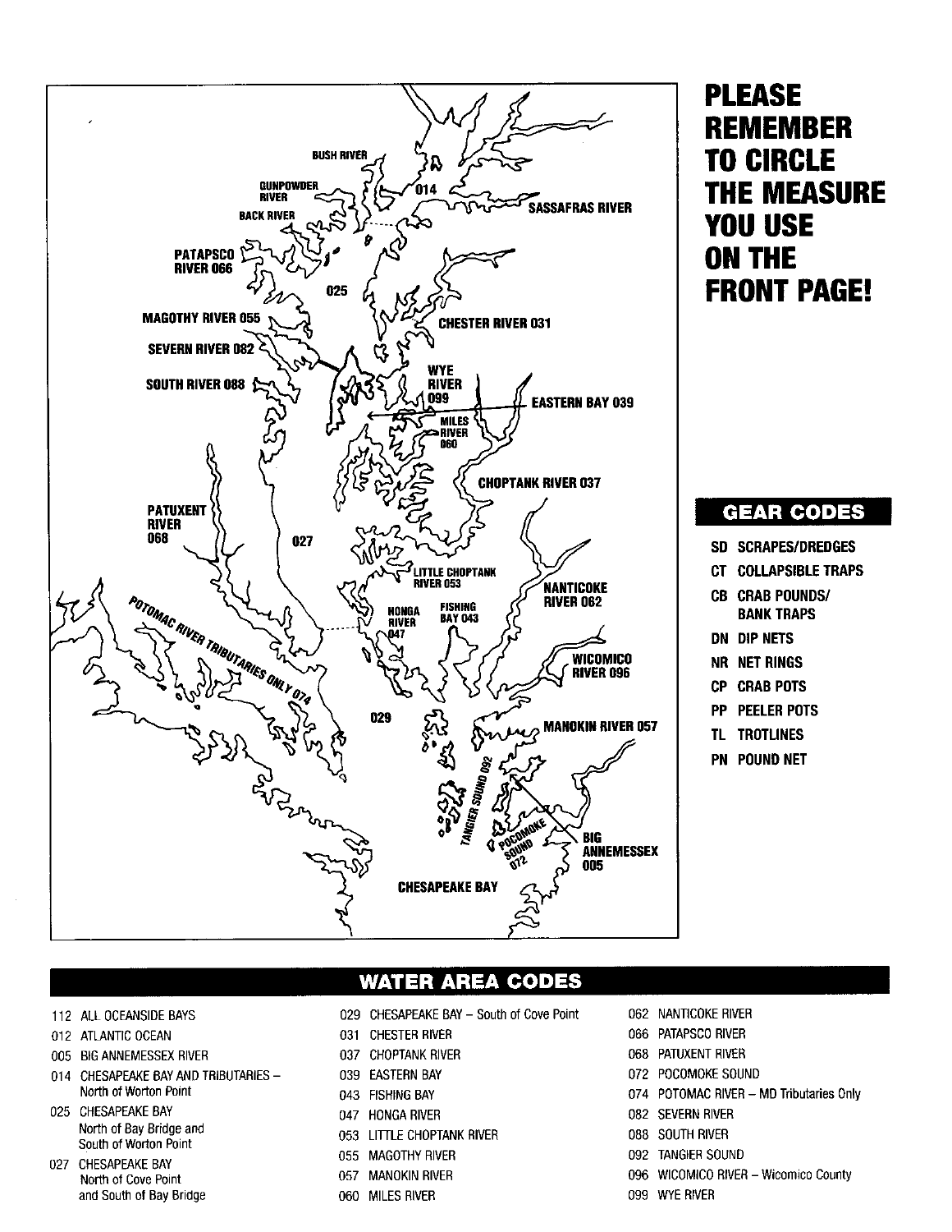BUSH RIVER
GUNPOWDER RIVER
BACK RIVER
014
SASSAFRAS RIVER
PATAPSCO RIVER 066
025
MAGOTHY RIVER 055
CHESTER RIVER 031
SEVERN RIVER 082
SOUTH RIVER 088
WYE RIVER 099
EASTERN BAY 039
MILES RIVER 060
CHOPTANK RIVER 037
PATUXENT RIVER 068
027
LITTLE CHOPTANK RIVER 053
NANTICOKE RIVER 062
HONGA RIVER 047
FISHING BAY 043
POTOMAC RIVER TRIBUTARIES ONLY 074
WICOMICO RIVER 096
029
MANOKIN RIVER 057
TANGIER SOUND 092
POCOMOKE SOUND 072
BIG ANNEMESSEX 005
CHESAPEAKE BAY

# PLEASE REMEMBER TO CIRCLE THE MEASURE YOU USE ON THE FRONT PAGE!

## GEAR CODES

- SD SCRAPES/DREDGES
- CT COLLAPSIBLE TRAPS
- CB CRAB POUNDS/ BANK TRAPS
- DN DIP NETS
- NR NET RINGS
- CP CRAB POTS
- PP PEELER POTS
- TL TROTLINES
- PN POUND NET

## WATER AREA CODES

- 112 ALL OCEANSIDE BAYS
- 012 ATLANTIC OCEAN
- 005 BIG ANNEMESSEX RIVER
- 014 CHESAPEAKE BAY AND TRIBUTARIES – North of Worton Point
- 025 CHESAPEAKE BAY North of Bay Bridge and South of Worton Point
- 027 CHESAPEAKE BAY North of Cove Point and South of Bay Bridge
- 029 CHESAPEAKE BAY – South of Cove Point
- 031 CHESTER RIVER
- 037 CHOPTANK RIVER
- 039 EASTERN BAY
- 043 FISHING BAY
- 047 HONGA RIVER
- 053 LITTLE CHOPTANK RIVER
- 055 MAGOTHY RIVER
- 057 MANOKIN RIVER
- 060 MILES RIVER
- 062 NANTICOKE RIVER
- 066 PATAPSCO RIVER
- 068 PATUXENT RIVER
- 072 POCOMOKE SOUND
- 074 POTOMAC RIVER – MD Tributaries Only
- 082 SEVERN RIVER
- 088 SOUTH RIVER
- 092 TANGIER SOUND
- 096 WICOMICO RIVER – Wicomico County
- 099 WYE RIVER